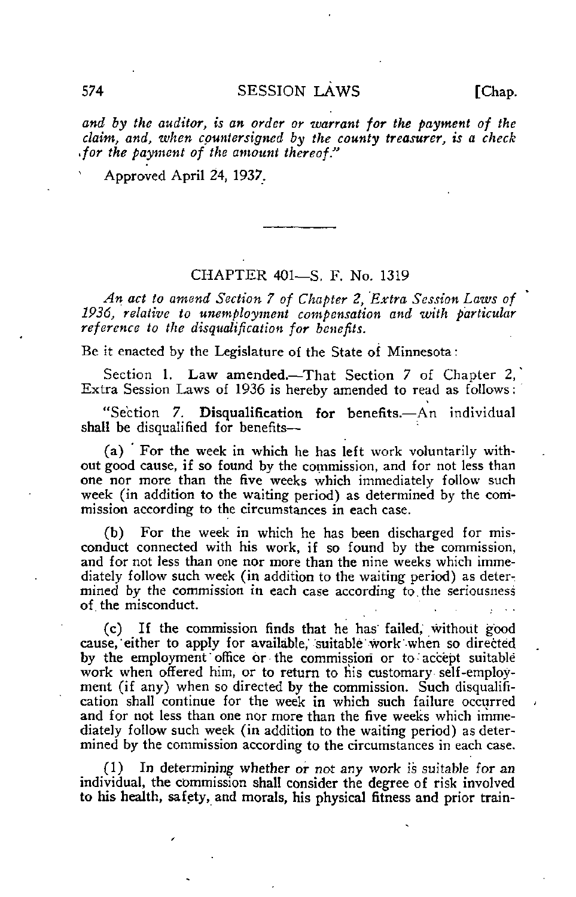*and by the auditor, is an order or warrant for the payment of the claim, and, when countersigned by the county treasurer, is a check for the payment of the amount thereof."*

Approved April 24, 1937.

---

## CHAPTER 401—S. F. No. 1319

*An act to amend Section 7 of Chapter 2, Extra Session Laws of 1936, relative to unemployment compensation and with particular reference to the disqualification for benefits.*

Be it enacted by the Legislature of the State of Minnesota:

Section 1. **Law amended.**—That Section 7 of Chapter 2, Extra Session Laws of 1936 is hereby amended to read as follows:

"Section 7. **Disqualification for benefits.**—An individual shall be disqualified for benefits—

(a) For the week in which he has left work voluntarily without good cause, if so found by the commission, and for not less than one nor more than the five weeks which immediately follow such week (in addition to the waiting period) as determined by the commission according to the circumstances in each case.

(b) For the week in which he has been discharged for misconduct connected with his work, if so found by the commission, and for not less than one nor more than the nine weeks which immediately follow such week (in addition to the waiting period) as determined by the commission in each case according to the seriousness of the misconduct.

(c) If the commission finds that he has failed, without good cause, either to apply for available, suitable work when so directed by the employment office or the commission or to accept suitable work when offered him, or to return to his customary self-employment (if any) when so directed by the commission. Such disqualification shall continue for the week in which such failure occurred and for not less than one nor more than the five weeks which immediately follow such week (in addition to the waiting period) as determined by the commission according to the circumstances in each case.

(1) In determining whether or not any work is suitable for an individual, the commission shall consider the degree of risk involved to his health, safety, and morals, his physical fitness and prior train-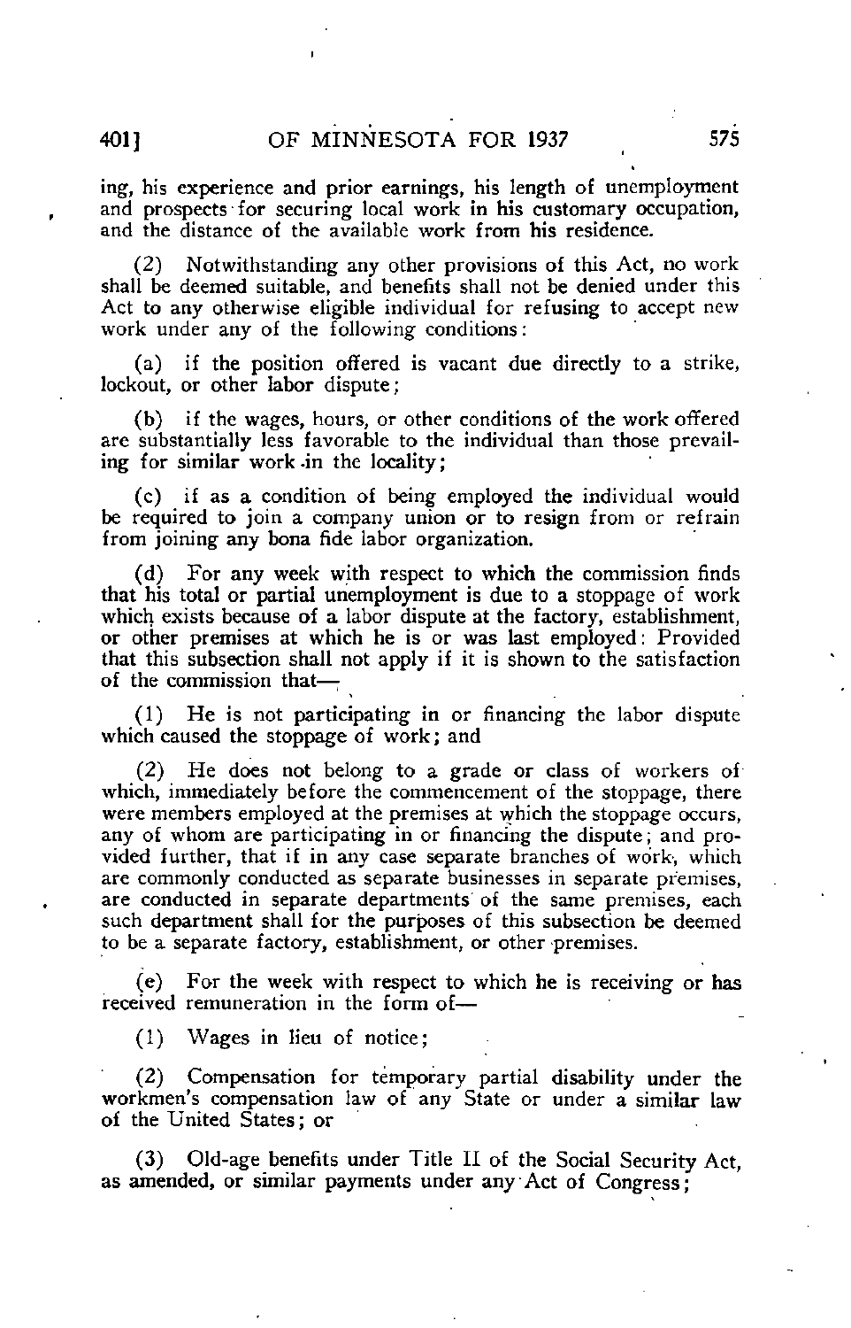ing, his experience and prior earnings, his length of unemployment and prospects for securing local work in his customary occupation, and the distance of the available work from his residence.

(2) Notwithstanding any other provisions of this Act, no work shall be deemed suitable, and benefits shall not be denied under this Act to any otherwise eligible individual for refusing to accept new work under any of the following conditions:

(a) if the position offered is vacant due directly to a strike, lockout, or other labor dispute;

(b) if the wages, hours, or other conditions of the work offered are substantially less favorable to the individual than those prevailing for similar work in the locality;

(c) if as a condition of being employed the individual would be required to join a company union or to resign from or refrain from joining any bona fide labor organization.

(d) For any week with respect to which the commission finds that his total or partial unemployment is due to a stoppage of work which exists because of a labor dispute at the factory, establishment, or other premises at which he is or was last employed: Provided that this subsection shall not apply if it is shown to the satisfaction of the commission that—

(1) He is not participating in or financing the labor dispute which caused the stoppage of work; and

(2) He does not belong to a grade or class of workers of which, immediately before the commencement of the stoppage, there were members employed at the premises at which the stoppage occurs, any of whom are participating in or financing the dispute; and provided further, that if in any case separate branches of work, which are commonly conducted as separate businesses in separate premises, are conducted in separate departments of the same premises, each such department shall for the purposes of this subsection be deemed to be a separate factory, establishment, or other premises.

(e) For the week with respect to which he is receiving or has received remuneration in the form of—

(1) Wages in lieu of notice;

(2) Compensation for temporary partial disability under the workmen's compensation law of any State or under a similar law of the United States; or

(3) Old-age benefits under Title II of the Social Security Act, as amended, or similar payments under any Act of Congress;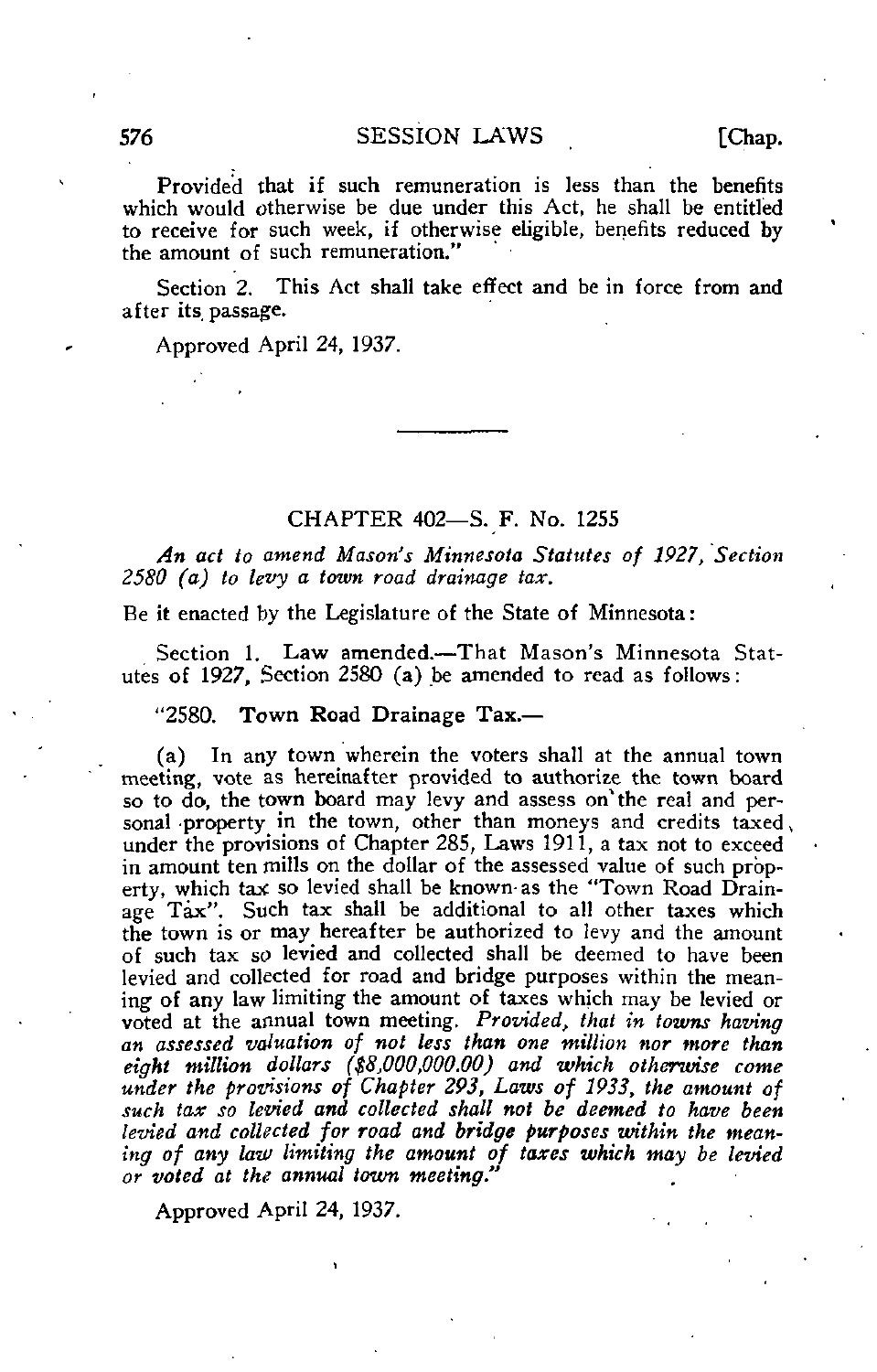Provided that if such remuneration is less than the benefits which would otherwise be due under this Act, he shall be entitled to receive for such week, if otherwise eligible, benefits reduced by the amount of such remuneration."

Section 2. This Act shall take effect and be in force from and after its passage.

Approved April 24, 1937.

---

## CHAPTER 402—S. F. No. 1255

*An act to amend Mason's Minnesota Statutes of 1927, Section 2580 (a) to levy a town road drainage tax.*

Be it enacted by the Legislature of the State of Minnesota:

Section 1. Law amended.—That Mason's Minnesota Statutes of 1927, Section 2580 (a) be amended to read as follows:

"2580. **Town Road Drainage Tax.**—

(a) In any town wherein the voters shall at the annual town meeting, vote as hereinafter provided to authorize the town board so to do, the town board may levy and assess on the real and personal property in the town, other than moneys and credits taxed under the provisions of Chapter 285, Laws 1911, a tax not to exceed in amount ten mills on the dollar of the assessed value of such property, which tax so levied shall be known as the "Town Road Drainage Tax". Such tax shall be additional to all other taxes which the town is or may hereafter be authorized to levy and the amount of such tax so levied and collected shall be deemed to have been levied and collected for road and bridge purposes within the meaning of any law limiting the amount of taxes which may be levied or voted at the annual town meeting. *Provided, that in towns having an assessed valuation of not less than one million nor more than eight million dollars ($8,000,000.00) and which otherwise come under the provisions of Chapter 293, Laws of 1933, the amount of such tax so levied and collected shall not be deemed to have been levied and collected for road and bridge purposes within the meaning of any law limiting the amount of taxes which may be levied or voted at the annual town meeting."*

Approved April 24, 1937.